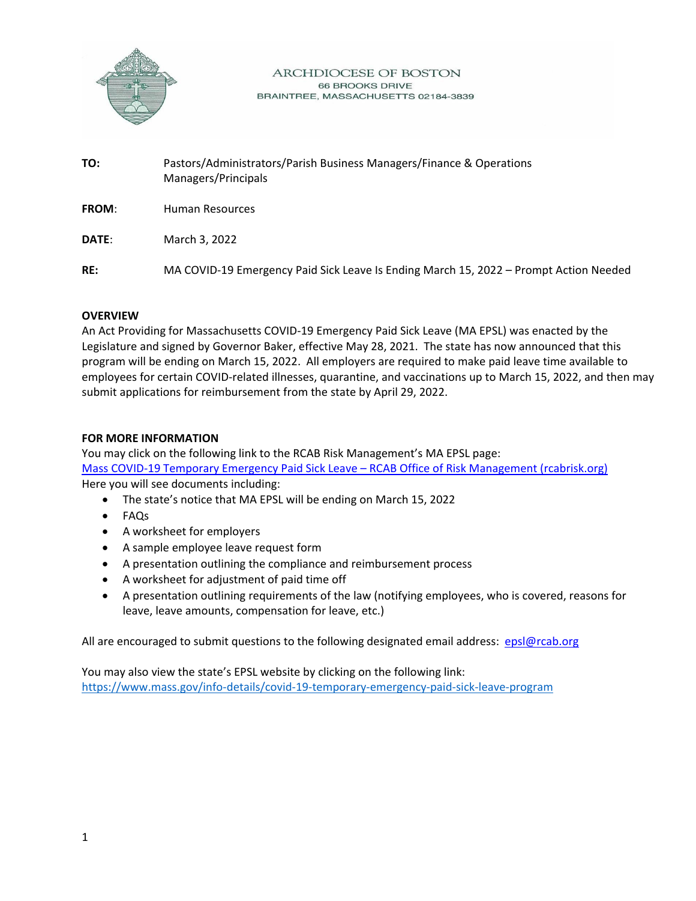ARCHDIOCESE OF BOSTON
66 BROOKS DRIVE
BRAINTREE, MASSACHUSETTS 02184-3839

**TO:** Pastors/Administrators/Parish Business Managers/Finance & Operations Managers/Principals

**FROM**: Human Resources

**DATE**: March 3, 2022

**RE:** MA COVID-19 Emergency Paid Sick Leave Is Ending March 15, 2022 – Prompt Action Needed

**OVERVIEW**

An Act Providing for Massachusetts COVID-19 Emergency Paid Sick Leave (MA EPSL) was enacted by the Legislature and signed by Governor Baker, effective May 28, 2021. The state has now announced that this program will be ending on March 15, 2022. All employers are required to make paid leave time available to employees for certain COVID-related illnesses, quarantine, and vaccinations up to March 15, 2022, and then may submit applications for reimbursement from the state by April 29, 2022.

**FOR MORE INFORMATION**

You may click on the following link to the RCAB Risk Management's MA EPSL page:
Mass COVID-19 Temporary Emergency Paid Sick Leave – RCAB Office of Risk Management (rcabrisk.org)
Here you will see documents including:

- The state's notice that MA EPSL will be ending on March 15, 2022
- FAQs
- A worksheet for employers
- A sample employee leave request form
- A presentation outlining the compliance and reimbursement process
- A worksheet for adjustment of paid time off
- A presentation outlining requirements of the law (notifying employees, who is covered, reasons for leave, leave amounts, compensation for leave, etc.)

All are encouraged to submit questions to the following designated email address: epsl@rcab.org

You may also view the state's EPSL website by clicking on the following link:
https://www.mass.gov/info-details/covid-19-temporary-emergency-paid-sick-leave-program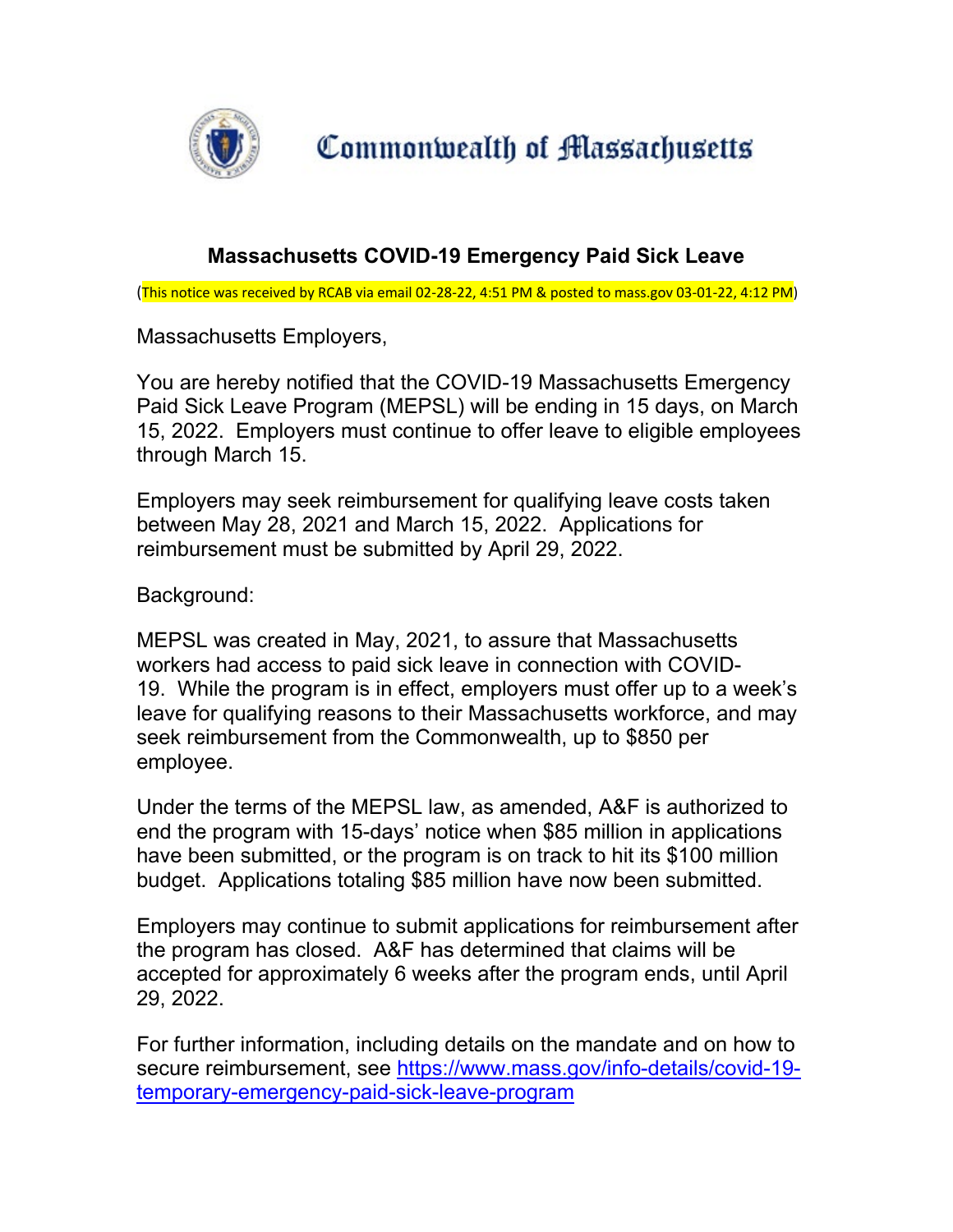Commonwealth of Massachusetts

# Massachusetts COVID-19 Emergency Paid Sick Leave

(This notice was received by RCAB via email 02-28-22, 4:51 PM & posted to mass.gov 03-01-22, 4:12 PM)

Massachusetts Employers,

You are hereby notified that the COVID-19 Massachusetts Emergency Paid Sick Leave Program (MEPSL) will be ending in 15 days, on March 15, 2022. Employers must continue to offer leave to eligible employees through March 15.

Employers may seek reimbursement for qualifying leave costs taken between May 28, 2021 and March 15, 2022. Applications for reimbursement must be submitted by April 29, 2022.

Background:

MEPSL was created in May, 2021, to assure that Massachusetts workers had access to paid sick leave in connection with COVID-19. While the program is in effect, employers must offer up to a week's leave for qualifying reasons to their Massachusetts workforce, and may seek reimbursement from the Commonwealth, up to $850 per employee.

Under the terms of the MEPSL law, as amended, A&F is authorized to end the program with 15-days' notice when $85 million in applications have been submitted, or the program is on track to hit its $100 million budget. Applications totaling $85 million have now been submitted.

Employers may continue to submit applications for reimbursement after the program has closed. A&F has determined that claims will be accepted for approximately 6 weeks after the program ends, until April 29, 2022.

For further information, including details on the mandate and on how to secure reimbursement, see [https://www.mass.gov/info-details/covid-19-temporary-emergency-paid-sick-leave-program](https://www.mass.gov/info-details/covid-19-temporary-emergency-paid-sick-leave-program)